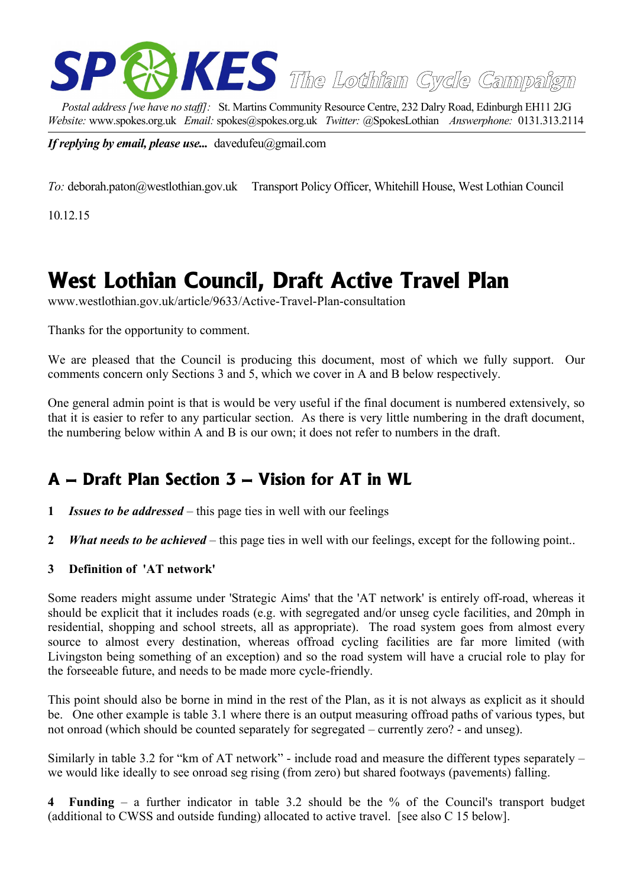**SPOKES** *The Lothian Cycle Campaign*

*Postal address [we have no staff]:* St. Martins Community Resource Centre, 232 Dalry Road, Edinburgh EH11 2JG
*Website:* www.spokes.org.uk *Email:* spokes@spokes.org.uk *Twitter:* @SpokesLothian *Answerphone:* 0131.313.2114

***If replying by email, please use...*** davedufeu@gmail.com

*To:* deborah.paton@westlothian.gov.uk Transport Policy Officer, Whitehill House, West Lothian Council

10.12.15

# West Lothian Council, Draft Active Travel Plan

www.westlothian.gov.uk/article/9633/Active-Travel-Plan-consultation

Thanks for the opportunity to comment.

We are pleased that the Council is producing this document, most of which we fully support. Our comments concern only Sections 3 and 5, which we cover in A and B below respectively.

One general admin point is that is would be very useful if the final document is numbered extensively, so that it is easier to refer to any particular section. As there is very little numbering in the draft document, the numbering below within A and B is our own; it does not refer to numbers in the draft.

## A – Draft Plan Section 3 – Vision for AT in WL

**1** ***Issues to be addressed*** – this page ties in well with our feelings

**2** ***What needs to be achieved*** – this page ties in well with our feelings, except for the following point..

**3 Definition of 'AT network'**

Some readers might assume under 'Strategic Aims' that the 'AT network' is entirely off-road, whereas it should be explicit that it includes roads (e.g. with segregated and/or unseg cycle facilities, and 20mph in residential, shopping and school streets, all as appropriate). The road system goes from almost every source to almost every destination, whereas offroad cycling facilities are far more limited (with Livingston being something of an exception) and so the road system will have a crucial role to play for the forseeable future, and needs to be made more cycle-friendly.

This point should also be borne in mind in the rest of the Plan, as it is not always as explicit as it should be. One other example is table 3.1 where there is an output measuring offroad paths of various types, but not onroad (which should be counted separately for segregated – currently zero? - and unseg).

Similarly in table 3.2 for "km of AT network" - include road and measure the different types separately – we would like ideally to see onroad seg rising (from zero) but shared footways (pavements) falling.

**4 Funding** – a further indicator in table 3.2 should be the % of the Council's transport budget (additional to CWSS and outside funding) allocated to active travel. [see also C 15 below].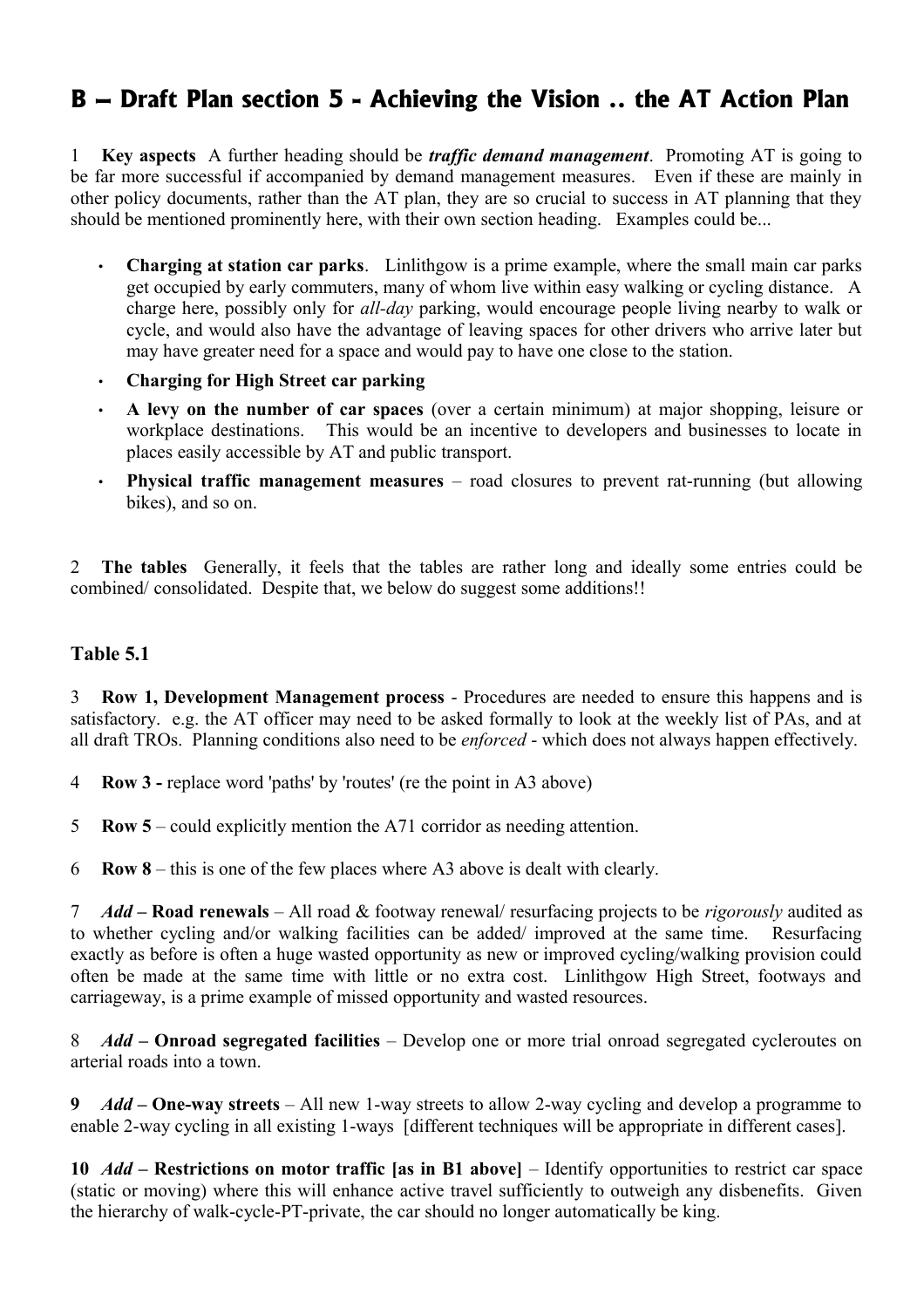## B – Draft Plan section 5 - Achieving the Vision .. the AT Action Plan

1 **Key aspects** A further heading should be ***traffic demand management***. Promoting AT is going to be far more successful if accompanied by demand management measures. Even if these are mainly in other policy documents, rather than the AT plan, they are so crucial to success in AT planning that they should be mentioned prominently here, with their own section heading. Examples could be...

- **Charging at station car parks**. Linlithgow is a prime example, where the small main car parks get occupied by early commuters, many of whom live within easy walking or cycling distance. A charge here, possibly only for *all-day* parking, would encourage people living nearby to walk or cycle, and would also have the advantage of leaving spaces for other drivers who arrive later but may have greater need for a space and would pay to have one close to the station.
- **Charging for High Street car parking**
- **A levy on the number of car spaces** (over a certain minimum) at major shopping, leisure or workplace destinations. This would be an incentive to developers and businesses to locate in places easily accessible by AT and public transport.
- **Physical traffic management measures** – road closures to prevent rat-running (but allowing bikes), and so on.

2 **The tables** Generally, it feels that the tables are rather long and ideally some entries could be combined/ consolidated. Despite that, we below do suggest some additions!!

### Table 5.1

3 **Row 1, Development Management process** - Procedures are needed to ensure this happens and is satisfactory. e.g. the AT officer may need to be asked formally to look at the weekly list of PAs, and at all draft TROs. Planning conditions also need to be *enforced* - which does not always happen effectively.

4 **Row 3 -** replace word 'paths' by 'routes' (re the point in A3 above)

5 **Row 5** – could explicitly mention the A71 corridor as needing attention.

6 **Row 8** – this is one of the few places where A3 above is dealt with clearly.

7 ***Add*** **– Road renewals** – All road & footway renewal/ resurfacing projects to be *rigorously* audited as to whether cycling and/or walking facilities can be added/ improved at the same time. Resurfacing exactly as before is often a huge wasted opportunity as new or improved cycling/walking provision could often be made at the same time with little or no extra cost. Linlithgow High Street, footways and carriageway, is a prime example of missed opportunity and wasted resources.

8 ***Add*** **– Onroad segregated facilities** – Develop one or more trial onroad segregated cycleroutes on arterial roads into a town.

**9** ***Add*** **– One-way streets** – All new 1-way streets to allow 2-way cycling and develop a programme to enable 2-way cycling in all existing 1-ways [different techniques will be appropriate in different cases].

**10** ***Add*** **– Restrictions on motor traffic [as in B1 above]** – Identify opportunities to restrict car space (static or moving) where this will enhance active travel sufficiently to outweigh any disbenefits. Given the hierarchy of walk-cycle-PT-private, the car should no longer automatically be king.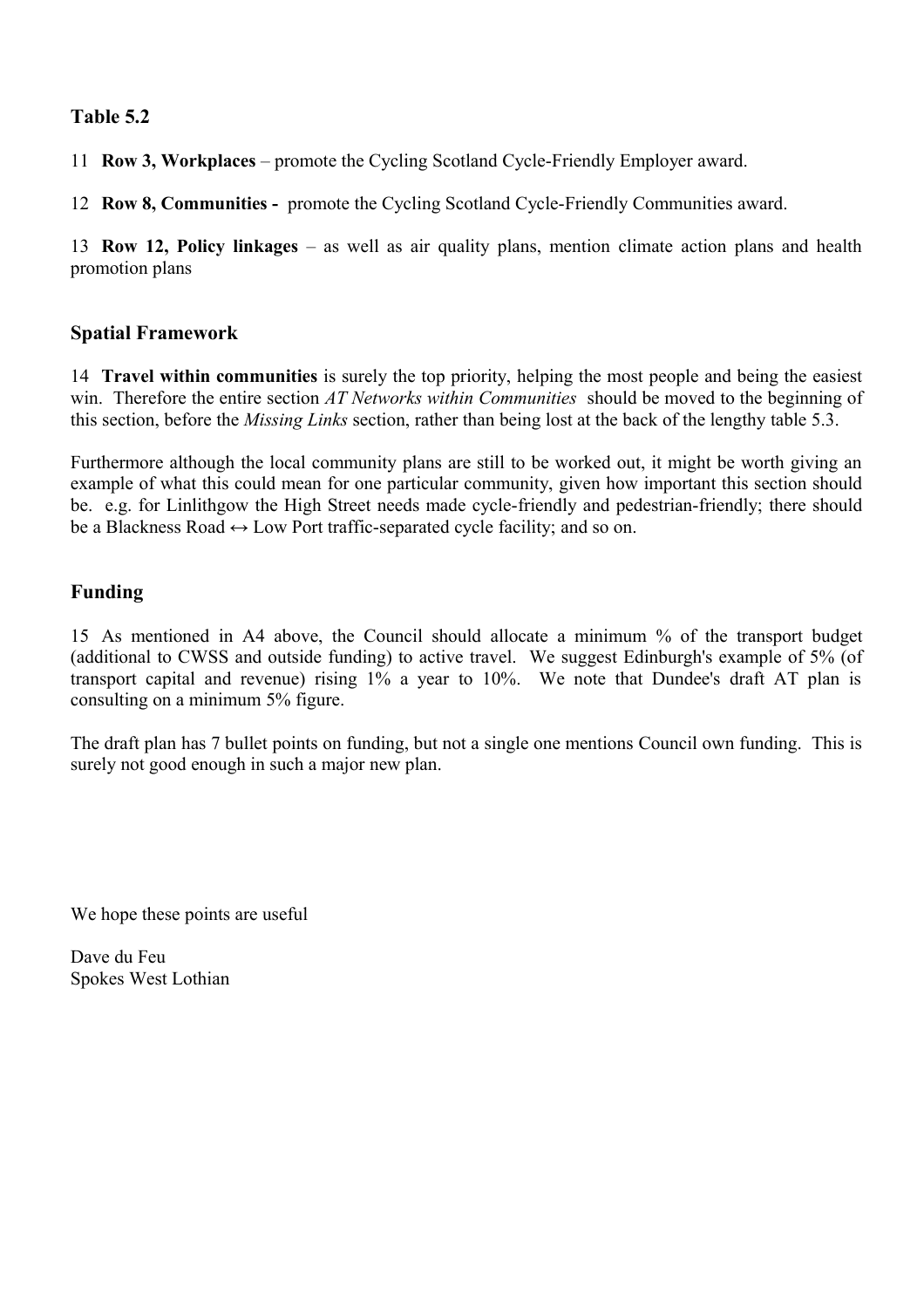## Table 5.2

11 **Row 3, Workplaces** – promote the Cycling Scotland Cycle-Friendly Employer award.

12 **Row 8, Communities -** promote the Cycling Scotland Cycle-Friendly Communities award.

13 **Row 12, Policy linkages** – as well as air quality plans, mention climate action plans and health promotion plans

## Spatial Framework

14 **Travel within communities** is surely the top priority, helping the most people and being the easiest win. Therefore the entire section *AT Networks within Communities* should be moved to the beginning of this section, before the *Missing Links* section, rather than being lost at the back of the lengthy table 5.3.

Furthermore although the local community plans are still to be worked out, it might be worth giving an example of what this could mean for one particular community, given how important this section should be. e.g. for Linlithgow the High Street needs made cycle-friendly and pedestrian-friendly; there should be a Blackness Road ↔ Low Port traffic-separated cycle facility; and so on.

## Funding

15 As mentioned in A4 above, the Council should allocate a minimum % of the transport budget (additional to CWSS and outside funding) to active travel. We suggest Edinburgh's example of 5% (of transport capital and revenue) rising 1% a year to 10%. We note that Dundee's draft AT plan is consulting on a minimum 5% figure.

The draft plan has 7 bullet points on funding, but not a single one mentions Council own funding. This is surely not good enough in such a major new plan.

We hope these points are useful

Dave du Feu
Spokes West Lothian